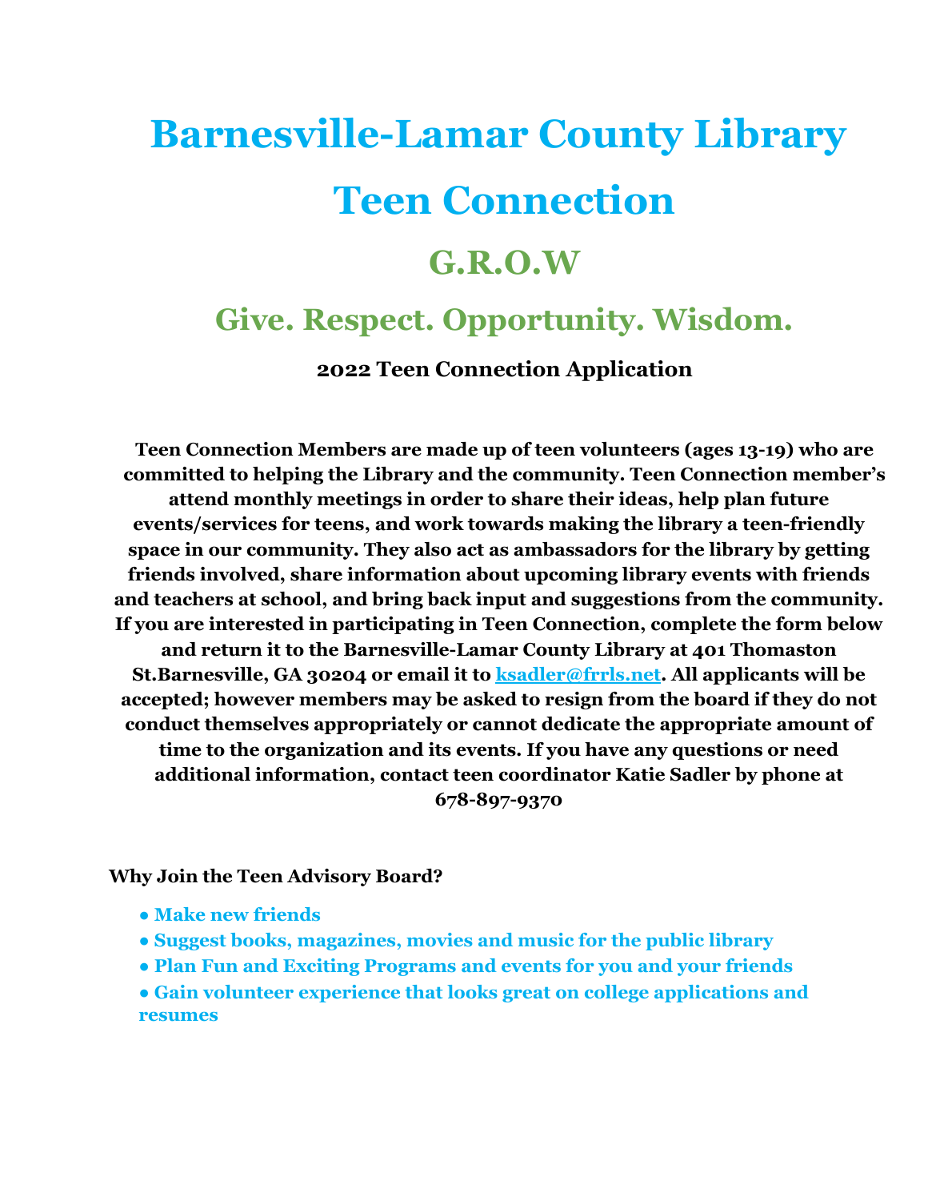# Barnesville-Lamar County Library

# Teen Connection

## G.R.O.W

## Give. Respect. Opportunity. Wisdom.

### 2022 Teen Connection Application

**Teen Connection Members are made up of teen volunteers (ages 13-19) who are committed to helping the Library and the community. Teen Connection member's attend monthly meetings in order to share their ideas, help plan future events/services for teens, and work towards making the library a teen-friendly space in our community. They also act as ambassadors for the library by getting friends involved, share information about upcoming library events with friends and teachers at school, and bring back input and suggestions from the community. If you are interested in participating in Teen Connection, complete the form below and return it to the Barnesville-Lamar County Library at 401 Thomaston St.Barnesville, GA 30204 or email it to ksadler@frrls.net. All applicants will be accepted; however members may be asked to resign from the board if they do not conduct themselves appropriately or cannot dedicate the appropriate amount of time to the organization and its events. If you have any questions or need additional information, contact teen coordinator Katie Sadler by phone at 678-897-9370**

**Why Join the Teen Advisory Board?**

- **Make new friends**
- **Suggest books, magazines, movies and music for the public library**
- **Plan Fun and Exciting Programs and events for you and your friends**
- **Gain volunteer experience that looks great on college applications and resumes**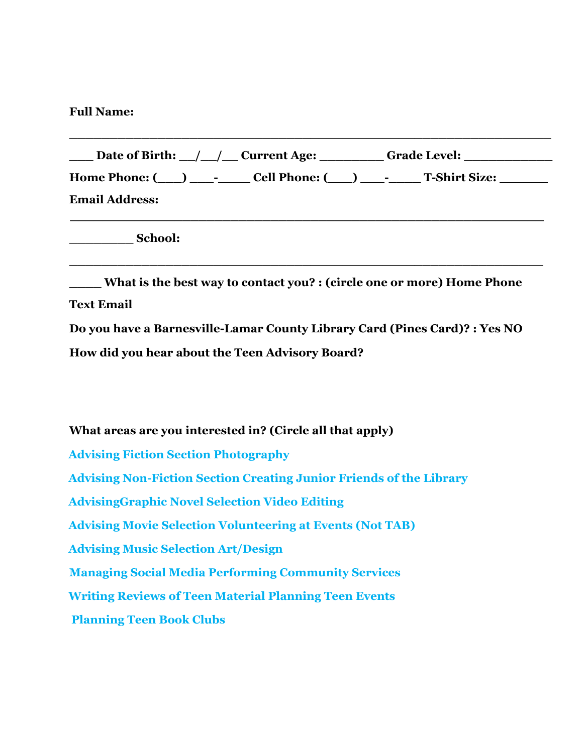**Full Name:**

**___________________________________________________________**

**___ Date of Birth: __/__/__ Current Age: ________ Grade Level: ___________**

**Home Phone: (___) ___-____ Cell Phone: (___) ___-____ T-Shirt Size: ______**

**Email Address:**

**___________________________________________________________**

**________ School:**

**___________________________________________________________**

**____ What is the best way to contact you? : (circle one or more) Home Phone Text Email**

**Do you have a Barnesville-Lamar County Library Card (Pines Card)? : Yes NO**

**How did you hear about the Teen Advisory Board?**

**What areas are you interested in? (Circle all that apply)**

**Advising Fiction Section Photography**

**Advising Non-Fiction Section Creating Junior Friends of the Library**

**AdvisingGraphic Novel Selection Video Editing**

**Advising Movie Selection Volunteering at Events (Not TAB)**

**Advising Music Selection Art/Design**

**Managing Social Media Performing Community Services**

**Writing Reviews of Teen Material Planning Teen Events**

**Planning Teen Book Clubs**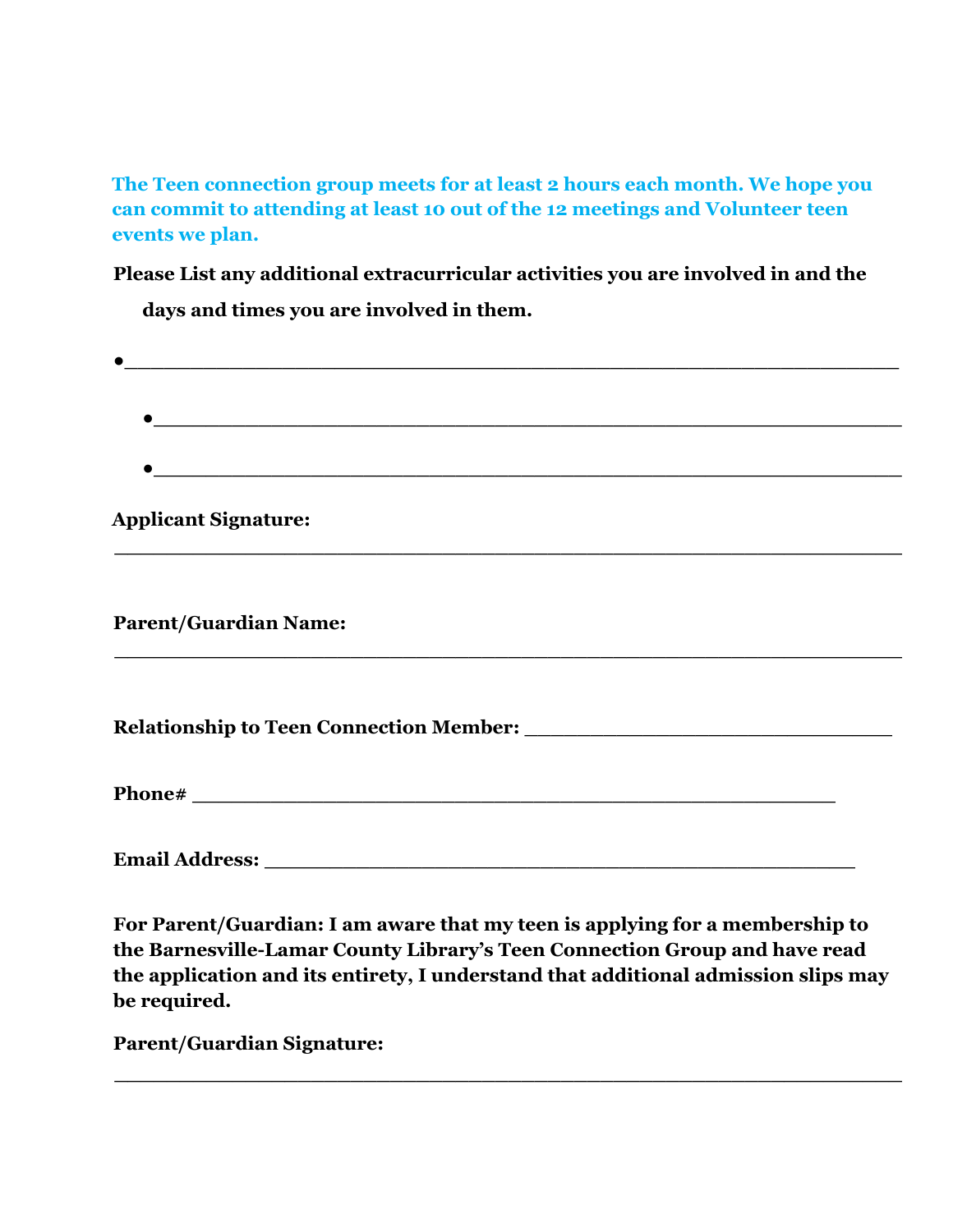**The Teen connection group meets for at least 2 hours each month. We hope you can commit to attending at least 10 out of the 12 meetings and Volunteer teen events we plan.**

**Please List any additional extracurricular activities you are involved in and the days and times you are involved in them.**

- ___________________________________________________________
- ___________________________________________________________
- ___________________________________________________________

**Applicant Signature:**

___________________________________________________________

**Parent/Guardian Name:**

___________________________________________________________

**Relationship to Teen Connection Member:** ____________________________

**Phone#** __________________________________________________

**Email Address:** ______________________________________________

**For Parent/Guardian: I am aware that my teen is applying for a membership to the Barnesville-Lamar County Library's Teen Connection Group and have read the application and its entirety, I understand that additional admission slips may be required.**

**Parent/Guardian Signature:**

___________________________________________________________